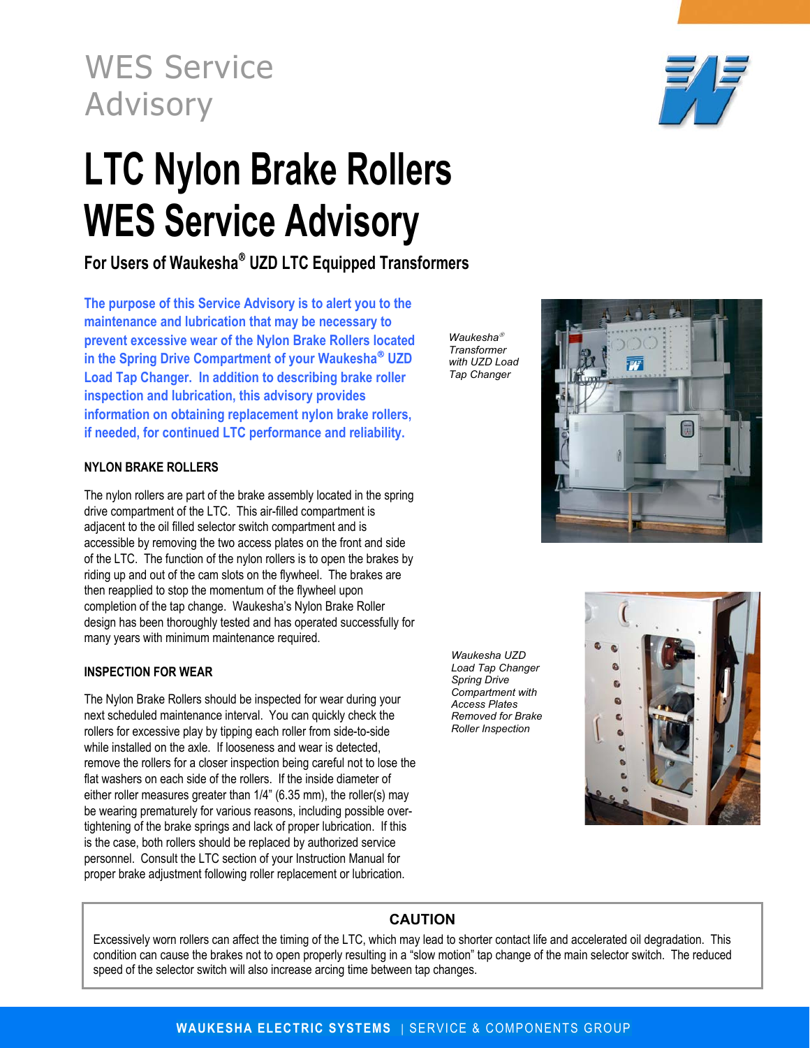WES Service Advisory

# LTC Nylon Brake Rollers WES Service Advisory

### For Users of Waukesha® UZD LTC Equipped Transformers

**The purpose of this Service Advisory is to alert you to the maintenance and lubrication that may be necessary to prevent excessive wear of the Nylon Brake Rollers located in the Spring Drive Compartment of your Waukesha® UZD Load Tap Changer. In addition to describing brake roller inspection and lubrication, this advisory provides information on obtaining replacement nylon brake rollers, if needed, for continued LTC performance and reliability.**

*Waukesha® Transformer with UZD Load Tap Changer*

## NYLON BRAKE ROLLERS

The nylon rollers are part of the brake assembly located in the spring drive compartment of the LTC. This air-filled compartment is adjacent to the oil filled selector switch compartment and is accessible by removing the two access plates on the front and side of the LTC. The function of the nylon rollers is to open the brakes by riding up and out of the cam slots on the flywheel. The brakes are then reapplied to stop the momentum of the flywheel upon completion of the tap change. Waukesha's Nylon Brake Roller design has been thoroughly tested and has operated successfully for many years with minimum maintenance required.

*Waukesha UZD Load Tap Changer Spring Drive Compartment with Access Plates Removed for Brake Roller Inspection*

## INSPECTION FOR WEAR

The Nylon Brake Rollers should be inspected for wear during your next scheduled maintenance interval. You can quickly check the rollers for excessive play by tipping each roller from side-to-side while installed on the axle. If looseness and wear is detected, remove the rollers for a closer inspection being careful not to lose the flat washers on each side of the rollers. If the inside diameter of either roller measures greater than 1/4" (6.35 mm), the roller(s) may be wearing prematurely for various reasons, including possible over-tightening of the brake springs and lack of proper lubrication. If this is the case, both rollers should be replaced by authorized service personnel. Consult the LTC section of your Instruction Manual for proper brake adjustment following roller replacement or lubrication.

> **CAUTION**
>
> Excessively worn rollers can affect the timing of the LTC, which may lead to shorter contact life and accelerated oil degradation. This condition can cause the brakes not to open properly resulting in a "slow motion" tap change of the main selector switch. The reduced speed of the selector switch will also increase arcing time between tap changes.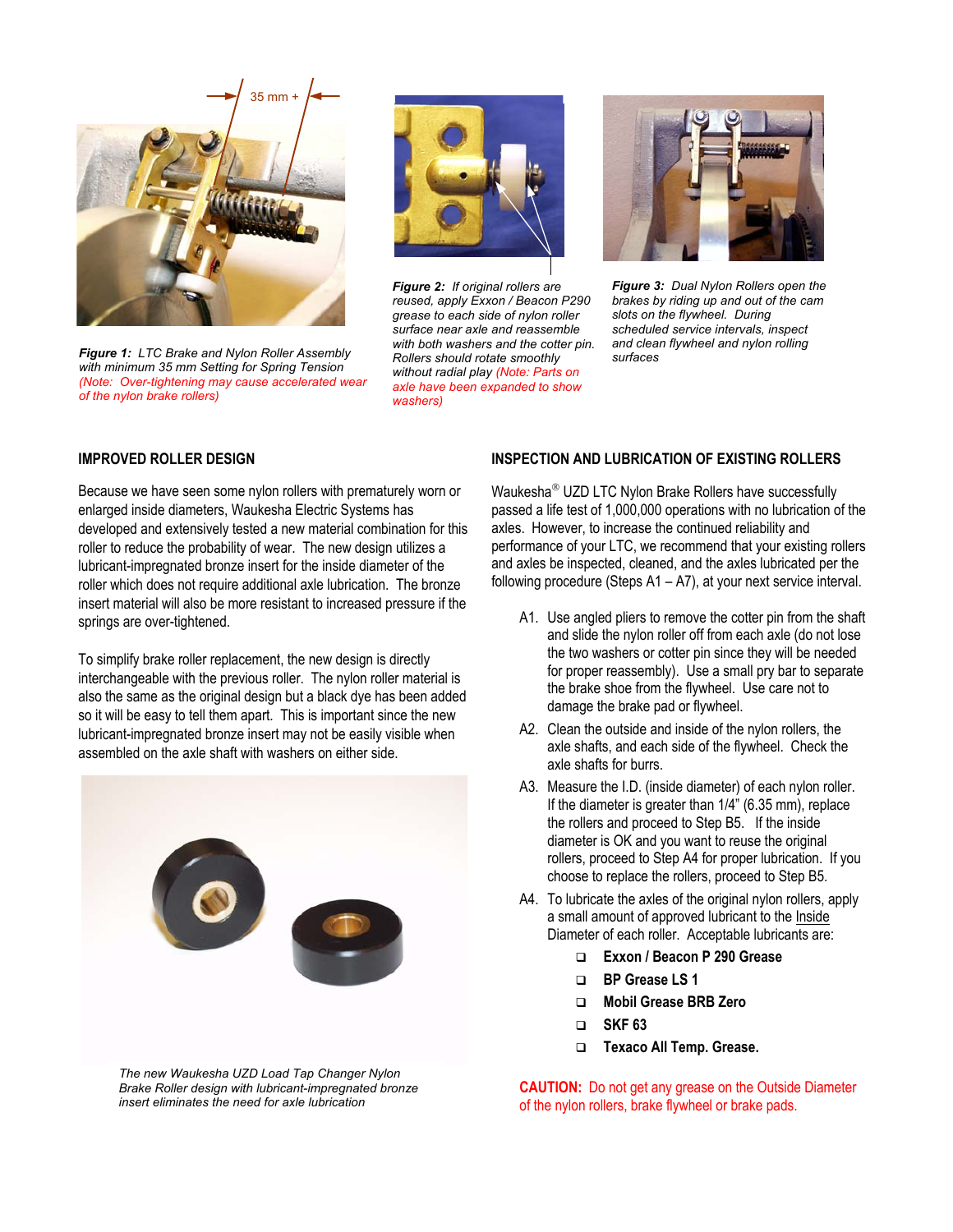35 mm +

**Figure 1:** *LTC Brake and Nylon Roller Assembly with minimum 35 mm Setting for Spring Tension (Note: Over-tightening may cause accelerated wear of the nylon brake rollers)*

**Figure 2:** *If original rollers are reused, apply Exxon / Beacon P290 grease to each side of nylon roller surface near axle and reassemble with both washers and the cotter pin. Rollers should rotate smoothly without radial play (Note: Parts on axle have been expanded to show washers)*

**Figure 3:** *Dual Nylon Rollers open the brakes by riding up and out of the cam slots on the flywheel. During scheduled service intervals, inspect and clean flywheel and nylon rolling surfaces*

**IMPROVED ROLLER DESIGN**

Because we have seen some nylon rollers with prematurely worn or enlarged inside diameters, Waukesha Electric Systems has developed and extensively tested a new material combination for this roller to reduce the probability of wear. The new design utilizes a lubricant-impregnated bronze insert for the inside diameter of the roller which does not require additional axle lubrication. The bronze insert material will also be more resistant to increased pressure if the springs are over-tightened.

To simplify brake roller replacement, the new design is directly interchangeable with the previous roller. The nylon roller material is also the same as the original design but a black dye has been added so it will be easy to tell them apart. This is important since the new lubricant-impregnated bronze insert may not be easily visible when assembled on the axle shaft with washers on either side.

*The new Waukesha UZD Load Tap Changer Nylon Brake Roller design with lubricant-impregnated bronze insert eliminates the need for axle lubrication*

**INSPECTION AND LUBRICATION OF EXISTING ROLLERS**

Waukesha® UZD LTC Nylon Brake Rollers have successfully passed a life test of 1,000,000 operations with no lubrication of the axles. However, to increase the continued reliability and performance of your LTC, we recommend that your existing rollers and axles be inspected, cleaned, and the axles lubricated per the following procedure (Steps A1 – A7), at your next service interval.

- A1. Use angled pliers to remove the cotter pin from the shaft and slide the nylon roller off from each axle (do not lose the two washers or cotter pin since they will be needed for proper reassembly). Use a small pry bar to separate the brake shoe from the flywheel. Use care not to damage the brake pad or flywheel.
- A2. Clean the outside and inside of the nylon rollers, the axle shafts, and each side of the flywheel. Check the axle shafts for burrs.
- A3. Measure the I.D. (inside diameter) of each nylon roller. If the diameter is greater than 1/4" (6.35 mm), replace the rollers and proceed to Step B5. If the inside diameter is OK and you want to reuse the original rollers, proceed to Step A4 for proper lubrication. If you choose to replace the rollers, proceed to Step B5.
- A4. To lubricate the axles of the original nylon rollers, apply a small amount of approved lubricant to the Inside Diameter of each roller. Acceptable lubricants are:
  - **Exxon / Beacon P 290 Grease**
  - **BP Grease LS 1**
  - **Mobil Grease BRB Zero**
  - **SKF 63**
  - **Texaco All Temp. Grease.**

**CAUTION:** Do not get any grease on the Outside Diameter of the nylon rollers, brake flywheel or brake pads.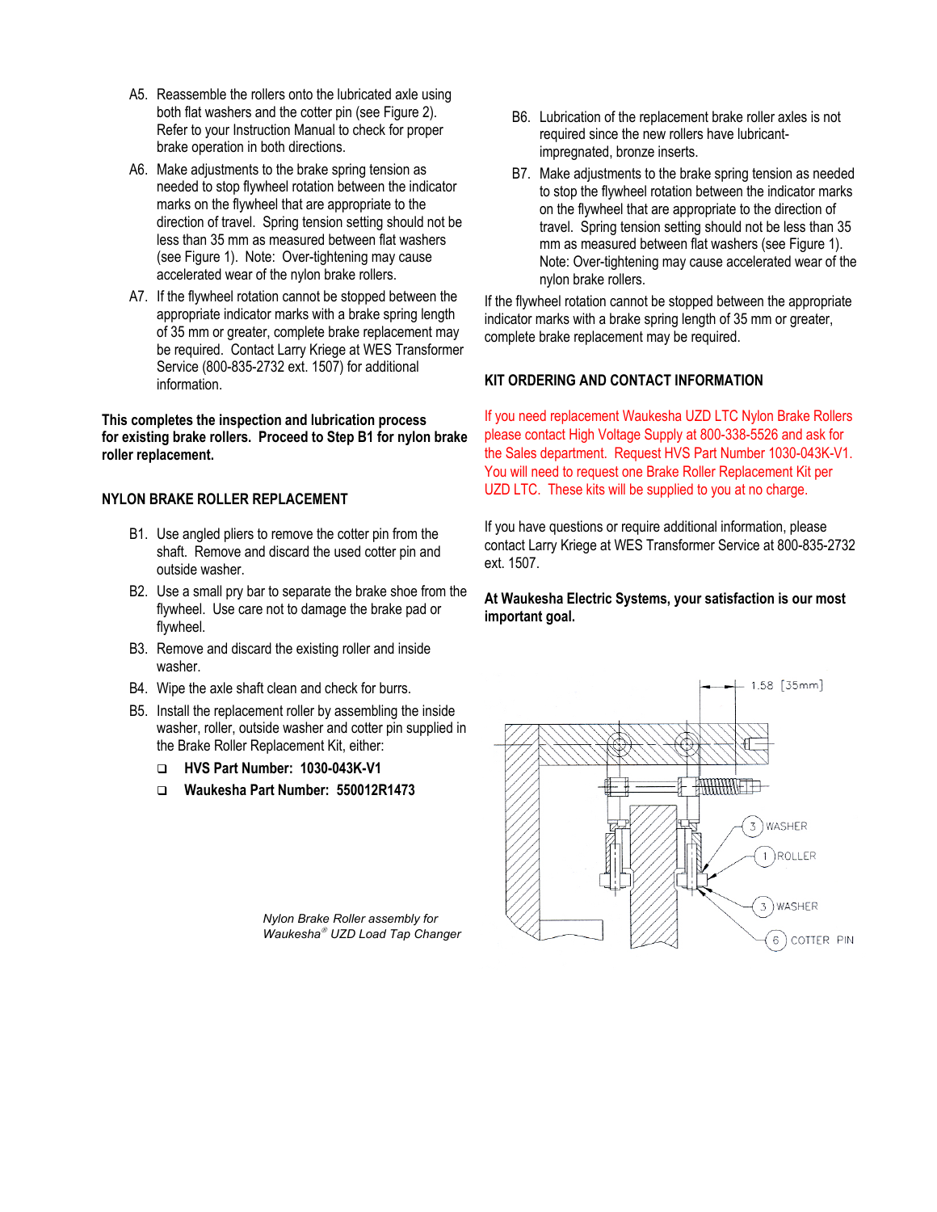A5. Reassemble the rollers onto the lubricated axle using both flat washers and the cotter pin (see Figure 2). Refer to your Instruction Manual to check for proper brake operation in both directions.

A6. Make adjustments to the brake spring tension as needed to stop flywheel rotation between the indicator marks on the flywheel that are appropriate to the direction of travel. Spring tension setting should not be less than 35 mm as measured between flat washers (see Figure 1). Note: Over-tightening may cause accelerated wear of the nylon brake rollers.

A7. If the flywheel rotation cannot be stopped between the appropriate indicator marks with a brake spring length of 35 mm or greater, complete brake replacement may be required. Contact Larry Kriege at WES Transformer Service (800-835-2732 ext. 1507) for additional information.

**This completes the inspection and lubrication process for existing brake rollers. Proceed to Step B1 for nylon brake roller replacement.**

## NYLON BRAKE ROLLER REPLACEMENT

B1. Use angled pliers to remove the cotter pin from the shaft. Remove and discard the used cotter pin and outside washer.

B2. Use a small pry bar to separate the brake shoe from the flywheel. Use care not to damage the brake pad or flywheel.

B3. Remove and discard the existing roller and inside washer.

B4. Wipe the axle shaft clean and check for burrs.

B5. Install the replacement roller by assembling the inside washer, roller, outside washer and cotter pin supplied in the Brake Roller Replacement Kit, either:

- **HVS Part Number: 1030-043K-V1**
- **Waukesha Part Number: 550012R1473**

B6. Lubrication of the replacement brake roller axles is not required since the new rollers have lubricant-impregnated, bronze inserts.

B7. Make adjustments to the brake spring tension as needed to stop the flywheel rotation between the indicator marks on the flywheel that are appropriate to the direction of travel. Spring tension setting should not be less than 35 mm as measured between flat washers (see Figure 1). Note: Over-tightening may cause accelerated wear of the nylon brake rollers.

If the flywheel rotation cannot be stopped between the appropriate indicator marks with a brake spring length of 35 mm or greater, complete brake replacement may be required.

## KIT ORDERING AND CONTACT INFORMATION

If you need replacement Waukesha UZD LTC Nylon Brake Rollers please contact High Voltage Supply at 800-338-5526 and ask for the Sales department. Request HVS Part Number 1030-043K-V1. You will need to request one Brake Roller Replacement Kit per UZD LTC. These kits will be supplied to you at no charge.

If you have questions or require additional information, please contact Larry Kriege at WES Transformer Service at 800-835-2732 ext. 1507.

**At Waukesha Electric Systems, your satisfaction is our most important goal.**

1.58 [35mm]

3 WASHER

1 ROLLER

3 WASHER

6 COTTER PIN

*Nylon Brake Roller assembly for Waukesha® UZD Load Tap Changer*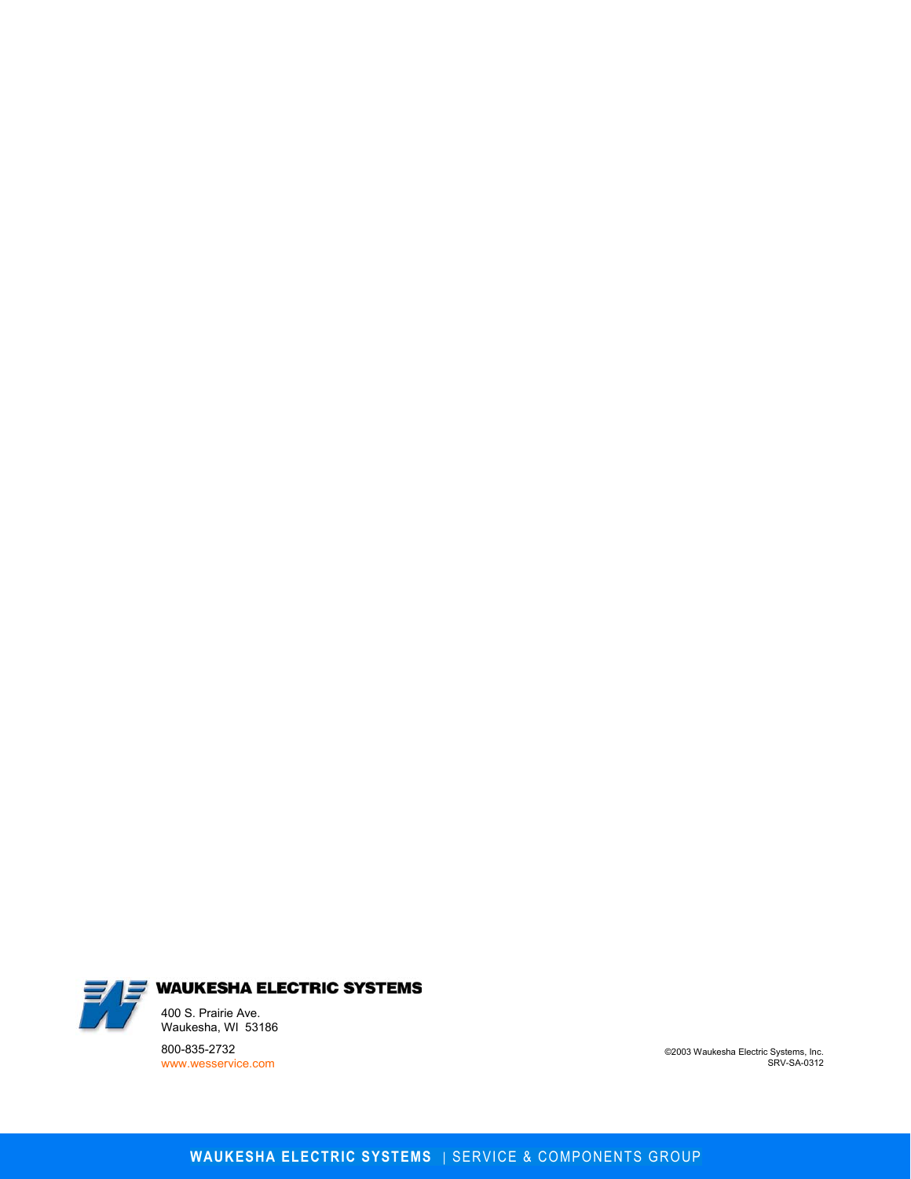**WAUKESHA ELECTRIC SYSTEMS**

400 S. Prairie Ave.
Waukesha, WI 53186

800-835-2732
www.wesservice.com

©2003 Waukesha Electric Systems, Inc.
SRV-SA-0312

**WAUKESHA ELECTRIC SYSTEMS** | SERVICE & COMPONENTS GROUP